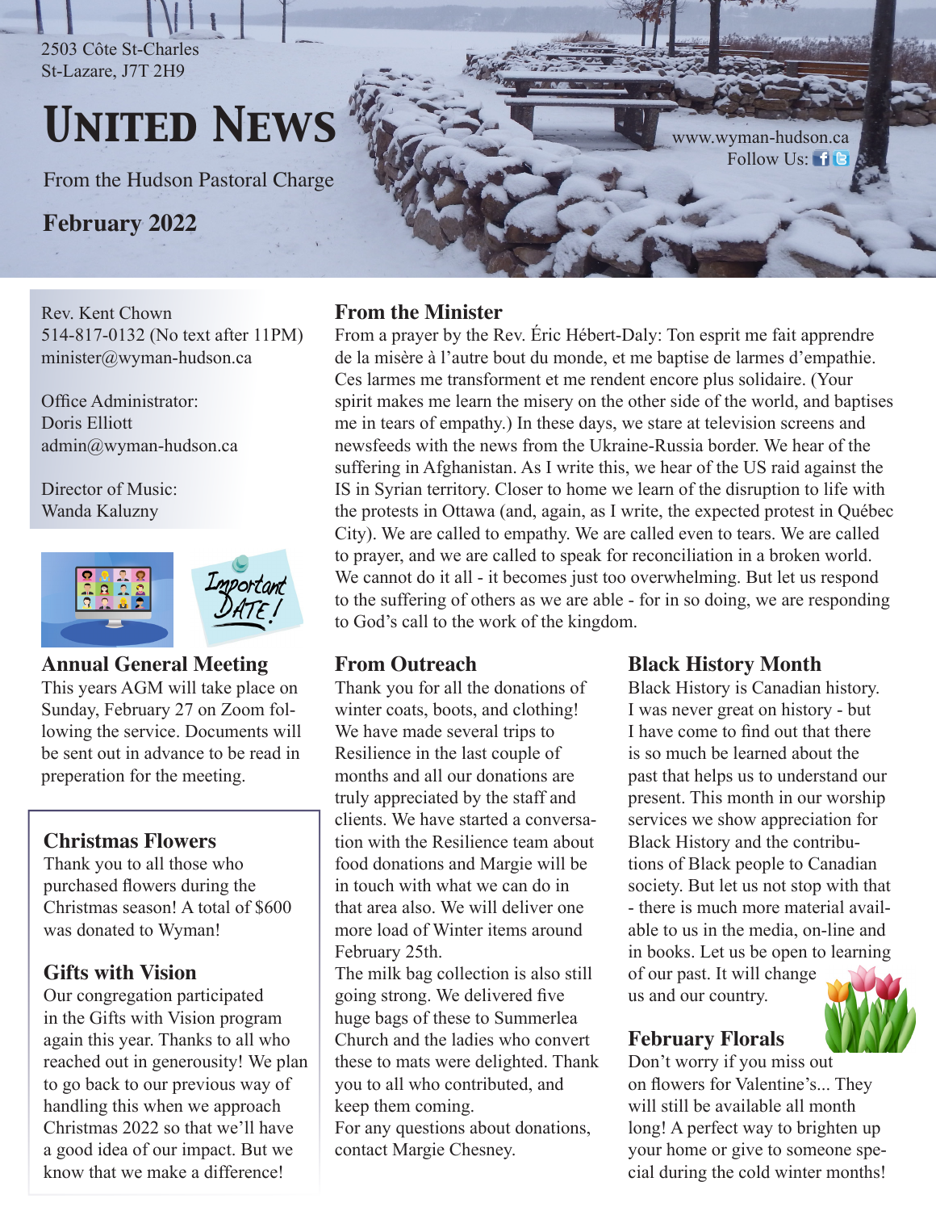2503 Côte St-Charles
St-Lazare, J7T 2H9

# United News

From the Hudson Pastoral Charge

**February 2022**

www.wyman-hudson.ca
Follow Us:

Rev. Kent Chown
514-817-0132 (No text after 11PM)
minister@wyman-hudson.ca

Office Administrator:
Doris Elliott
admin@wyman-hudson.ca

Director of Music:
Wanda Kaluzny

## Annual General Meeting

This years AGM will take place on Sunday, February 27 on Zoom following the service. Documents will be sent out in advance to be read in preperation for the meeting.

## Christmas Flowers

Thank you to all those who purchased flowers during the Christmas season! A total of $600 was donated to Wyman!

## Gifts with Vision

Our congregation participated in the Gifts with Vision program again this year. Thanks to all who reached out in generousity! We plan to go back to our previous way of handling this when we approach Christmas 2022 so that we'll have a good idea of our impact. But we know that we make a difference!

## From the Minister

From a prayer by the Rev. Éric Hébert-Daly: Ton esprit me fait apprendre de la misère à l'autre bout du monde, et me baptise de larmes d'empathie. Ces larmes me transforment et me rendent encore plus solidaire. (Your spirit makes me learn the misery on the other side of the world, and baptises me in tears of empathy.) In these days, we stare at television screens and newsfeeds with the news from the Ukraine-Russia border. We hear of the suffering in Afghanistan. As I write this, we hear of the US raid against the IS in Syrian territory. Closer to home we learn of the disruption to life with the protests in Ottawa (and, again, as I write, the expected protest in Québec City). We are called to empathy. We are called even to tears. We are called to prayer, and we are called to speak for reconciliation in a broken world. We cannot do it all - it becomes just too overwhelming. But let us respond to the suffering of others as we are able - for in so doing, we are responding to God's call to the work of the kingdom.

## From Outreach

Thank you for all the donations of winter coats, boots, and clothing! We have made several trips to Resilience in the last couple of months and all our donations are truly appreciated by the staff and clients. We have started a conversation with the Resilience team about food donations and Margie will be in touch with what we can do in that area also. We will deliver one more load of Winter items around February 25th.
The milk bag collection is also still going strong. We delivered five huge bags of these to Summerlea Church and the ladies who convert these to mats were delighted. Thank you to all who contributed, and keep them coming.
For any questions about donations, contact Margie Chesney.

## Black History Month

Black History is Canadian history. I was never great on history - but I have come to find out that there is so much be learned about the past that helps us to understand our present. This month in our worship services we show appreciation for Black History and the contributions of Black people to Canadian society. But let us not stop with that - there is much more material available to us in the media, on-line and in books. Let us be open to learning of our past. It will change us and our country.

## February Florals

Don't worry if you miss out on flowers for Valentine's... They will still be available all month long! A perfect way to brighten up your home or give to someone special during the cold winter months!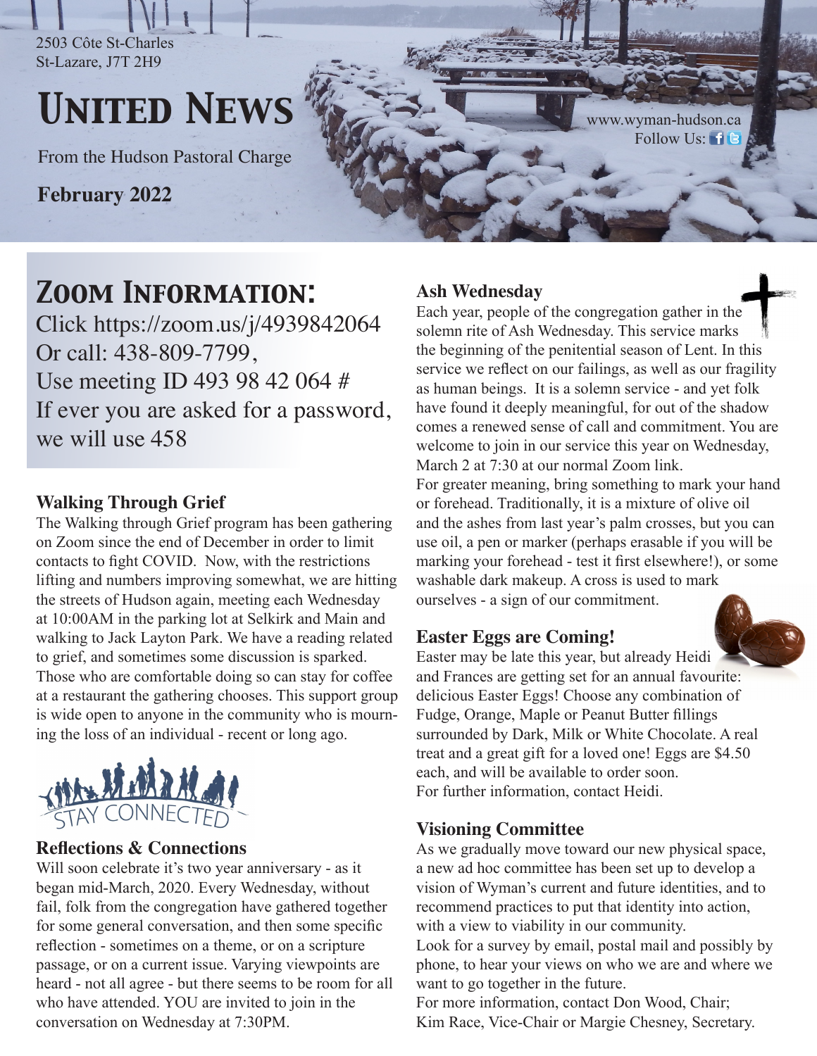2503 Côte St-Charles
St-Lazare, J7T 2H9

# United News

From the Hudson Pastoral Charge

**February 2022**

www.wyman-hudson.ca
Follow Us:

## Zoom Information:

Click https://zoom.us/j/4939842064
Or call: 438-809-7799,
Use meeting ID 493 98 42 064 #
If ever you are asked for a password, we will use 458

### Walking Through Grief

The Walking through Grief program has been gathering on Zoom since the end of December in order to limit contacts to fight COVID. Now, with the restrictions lifting and numbers improving somewhat, we are hitting the streets of Hudson again, meeting each Wednesday at 10:00AM in the parking lot at Selkirk and Main and walking to Jack Layton Park. We have a reading related to grief, and sometimes some discussion is sparked. Those who are comfortable doing so can stay for coffee at a restaurant the gathering chooses. This support group is wide open to anyone in the community who is mourning the loss of an individual - recent or long ago.

STAY CONNECTED

### Reflections & Connections

Will soon celebrate it's two year anniversary - as it began mid-March, 2020. Every Wednesday, without fail, folk from the congregation have gathered together for some general conversation, and then some specific reflection - sometimes on a theme, or on a scripture passage, or on a current issue. Varying viewpoints are heard - not all agree - but there seems to be room for all who have attended. YOU are invited to join in the conversation on Wednesday at 7:30PM.

### Ash Wednesday

Each year, people of the congregation gather in the solemn rite of Ash Wednesday. This service marks the beginning of the penitential season of Lent. In this service we reflect on our failings, as well as our fragility as human beings. It is a solemn service - and yet folk have found it deeply meaningful, for out of the shadow comes a renewed sense of call and commitment. You are welcome to join in our service this year on Wednesday, March 2 at 7:30 at our normal Zoom link.

For greater meaning, bring something to mark your hand or forehead. Traditionally, it is a mixture of olive oil and the ashes from last year's palm crosses, but you can use oil, a pen or marker (perhaps erasable if you will be marking your forehead - test it first elsewhere!), or some washable dark makeup. A cross is used to mark ourselves - a sign of our commitment.

### Easter Eggs are Coming!

Easter may be late this year, but already Heidi and Frances are getting set for an annual favourite: delicious Easter Eggs! Choose any combination of Fudge, Orange, Maple or Peanut Butter fillings surrounded by Dark, Milk or White Chocolate. A real treat and a great gift for a loved one! Eggs are $4.50 each, and will be available to order soon.
For further information, contact Heidi.

### Visioning Committee

As we gradually move toward our new physical space, a new ad hoc committee has been set up to develop a vision of Wyman's current and future identities, and to recommend practices to put that identity into action, with a view to viability in our community.

Look for a survey by email, postal mail and possibly by phone, to hear your views on who we are and where we want to go together in the future.

For more information, contact Don Wood, Chair; Kim Race, Vice-Chair or Margie Chesney, Secretary.